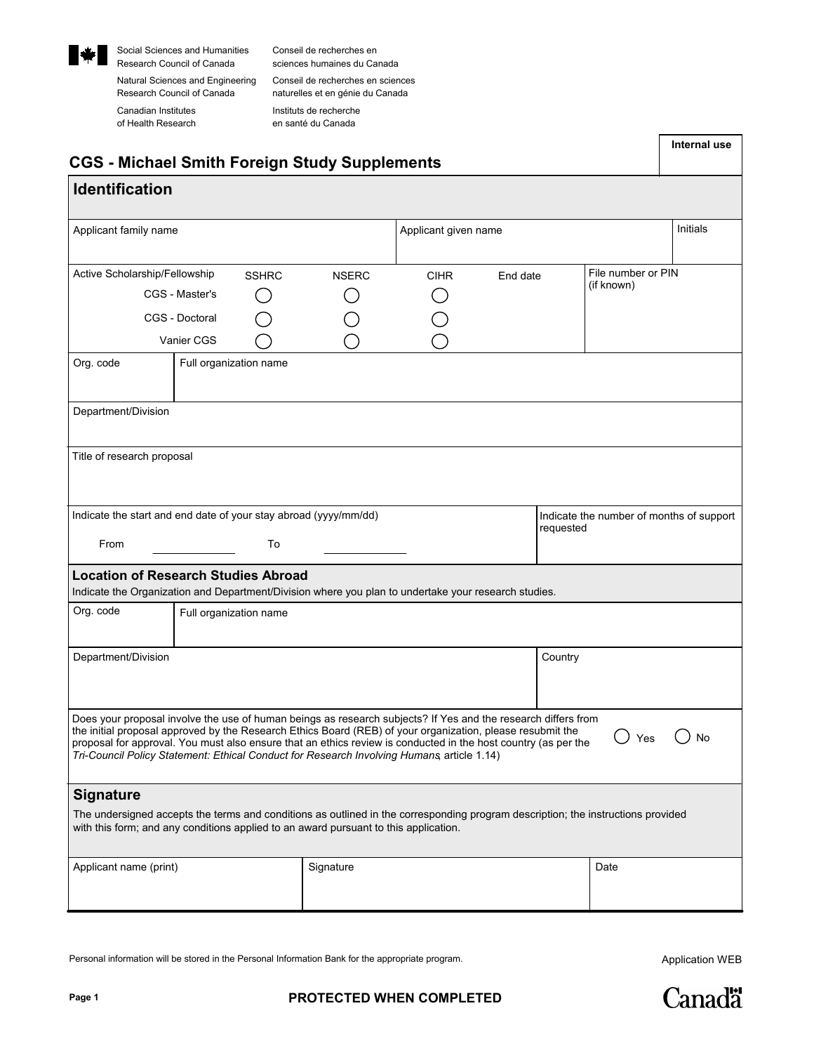Social Sciences and Humanities Research Council of Canada | Conseil de recherches en sciences humaines du Canada

Natural Sciences and Engineering Research Council of Canada | Conseil de recherches en sciences naturelles et en génie du Canada

Canadian Institutes of Health Research | Instituts de recherche en santé du Canada

| Internal use |
|---|
| |

# CGS - Michael Smith Foreign Study Supplements

## Identification

| Applicant family name | Applicant given name | Initials |
|---|---|---|
| | | |

| Active Scholarship/Fellowship | SSHRC | NSERC | CIHR | End date | File number or PIN (if known) |
|---|---|---|---|---|---|
| CGS - Master's | ○ | ○ | ○ | | |
| CGS - Doctoral | ○ | ○ | ○ | | |
| Vanier CGS | ○ | ○ | ○ | | |

| Org. code | Full organization name |
|---|---|
| | |

Department/Division

Title of research proposal

| Indicate the start and end date of your stay abroad (yyyy/mm/dd) | Indicate the number of months of support requested |
|---|---|
| From ____________ To ____________ | |

## Location of Research Studies Abroad

Indicate the Organization and Department/Division where you plan to undertake your research studies.

| Org. code | Full organization name |
|---|---|
| | |

| Department/Division | Country |
|---|---|
| | |

Does your proposal involve the use of human beings as research subjects? If Yes and the research differs from the initial proposal approved by the Research Ethics Board (REB) of your organization, please resubmit the proposal for approval. You must also ensure that an ethics review is conducted in the host country (as per the *Tri-Council Policy Statement: Ethical Conduct for Research Involving Humans*, article 1.14)

○ Yes ○ No

## Signature

The undersigned accepts the terms and conditions as outlined in the corresponding program description; the instructions provided with this form; and any conditions applied to an award pursuant to this application.

| Applicant name (print) | Signature | Date |
|---|---|---|
| | | |

Personal information will be stored in the Personal Information Bank for the appropriate program.

Application WEB

PROTECTED WHEN COMPLETED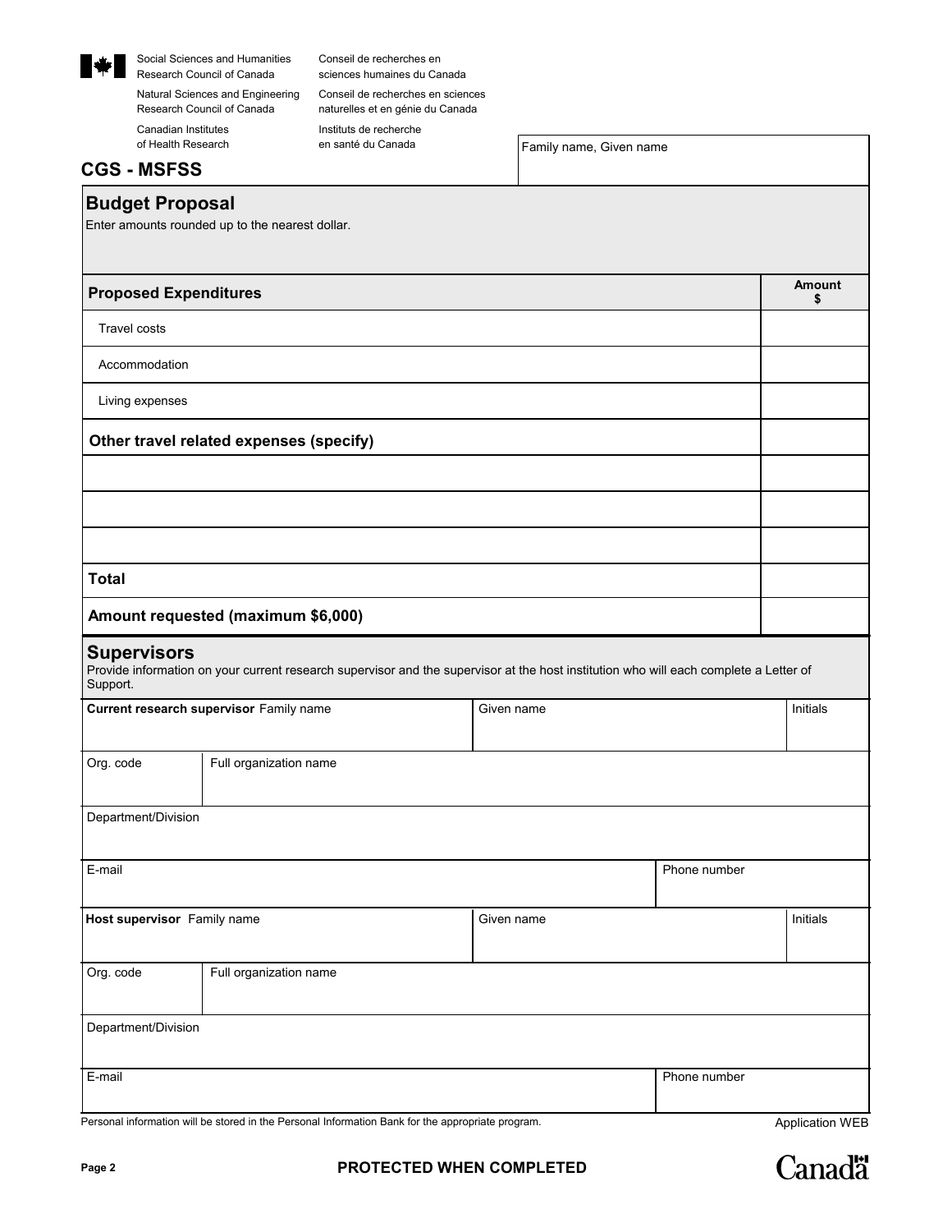Social Sciences and Humanities Research Council of Canada | Conseil de recherches en sciences humaines du Canada

Natural Sciences and Engineering Research Council of Canada | Conseil de recherches en sciences naturelles et en génie du Canada

Canadian Institutes of Health Research | Instituts de recherche en santé du Canada

## CGS - MSFSS

Family name, Given name

## Budget Proposal

Enter amounts rounded up to the nearest dollar.

| **Proposed Expenditures** | **Amount $** |
|---|---|
| Travel costs | |
| Accommodation | |
| Living expenses | |
| **Other travel related expenses (specify)** | |
| | |
| | |
| | |
| **Total** | |
| **Amount requested (maximum $6,000)** | |

## Supervisors

Provide information on your current research supervisor and the supervisor at the host institution who will each complete a Letter of Support.

| **Current research supervisor** Family name | Given name | Initials |
|---|---|---|
| | | |

| Org. code | Full organization name |
|---|---|
| | |

Department/Division

| E-mail | Phone number |
|---|---|
| | |

| **Host supervisor** Family name | Given name | Initials |
|---|---|---|
| | | |

| Org. code | Full organization name |
|---|---|
| | |

Department/Division

| E-mail | Phone number |
|---|---|
| | |

Personal information will be stored in the Personal Information Bank for the appropriate program.

Application WEB

PROTECTED WHEN COMPLETED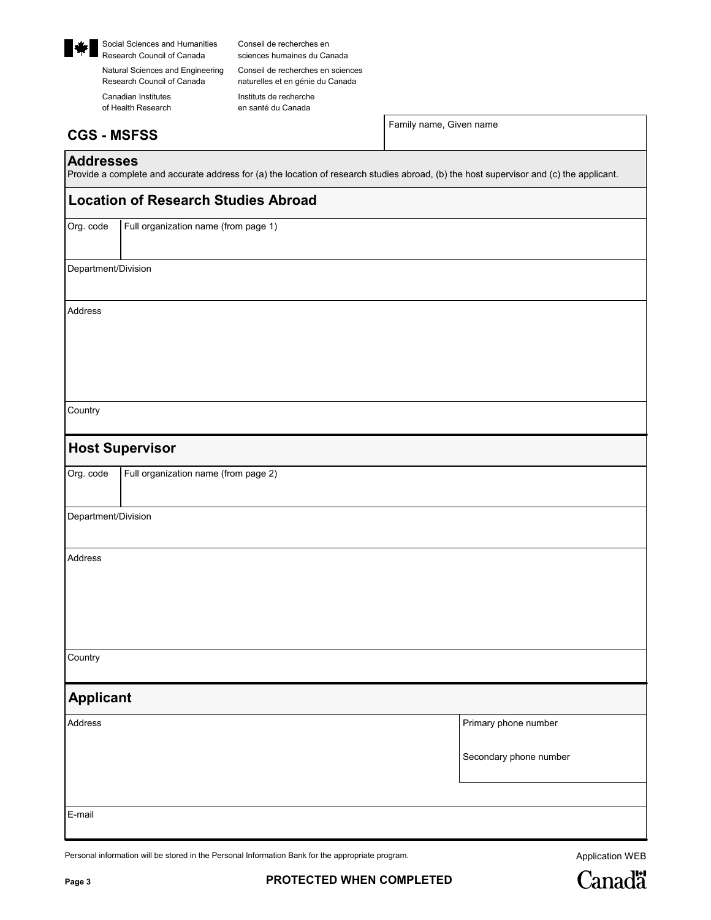Social Sciences and Humanities Research Council of Canada | Conseil de recherches en sciences humaines du Canada

Natural Sciences and Engineering Research Council of Canada | Conseil de recherches en sciences naturelles et en génie du Canada

Canadian Institutes of Health Research | Instituts de recherche en santé du Canada

## CGS - MSFSS

Family name, Given name

## Addresses

Provide a complete and accurate address for (a) the location of research studies abroad, (b) the host supervisor and (c) the applicant.

### Location of Research Studies Abroad

| Org. code | Full organization name (from page 1) |
| --- | --- |
| | |

Department/Division

Address

Country

### Host Supervisor

| Org. code | Full organization name (from page 2) |
| --- | --- |
| | |

Department/Division

Address

Country

### Applicant

| Address | Primary phone number<br><br>Secondary phone number |
| --- | --- |
| | |

E-mail

Personal information will be stored in the Personal Information Bank for the appropriate program.

Application WEB

PROTECTED WHEN COMPLETED

Canada